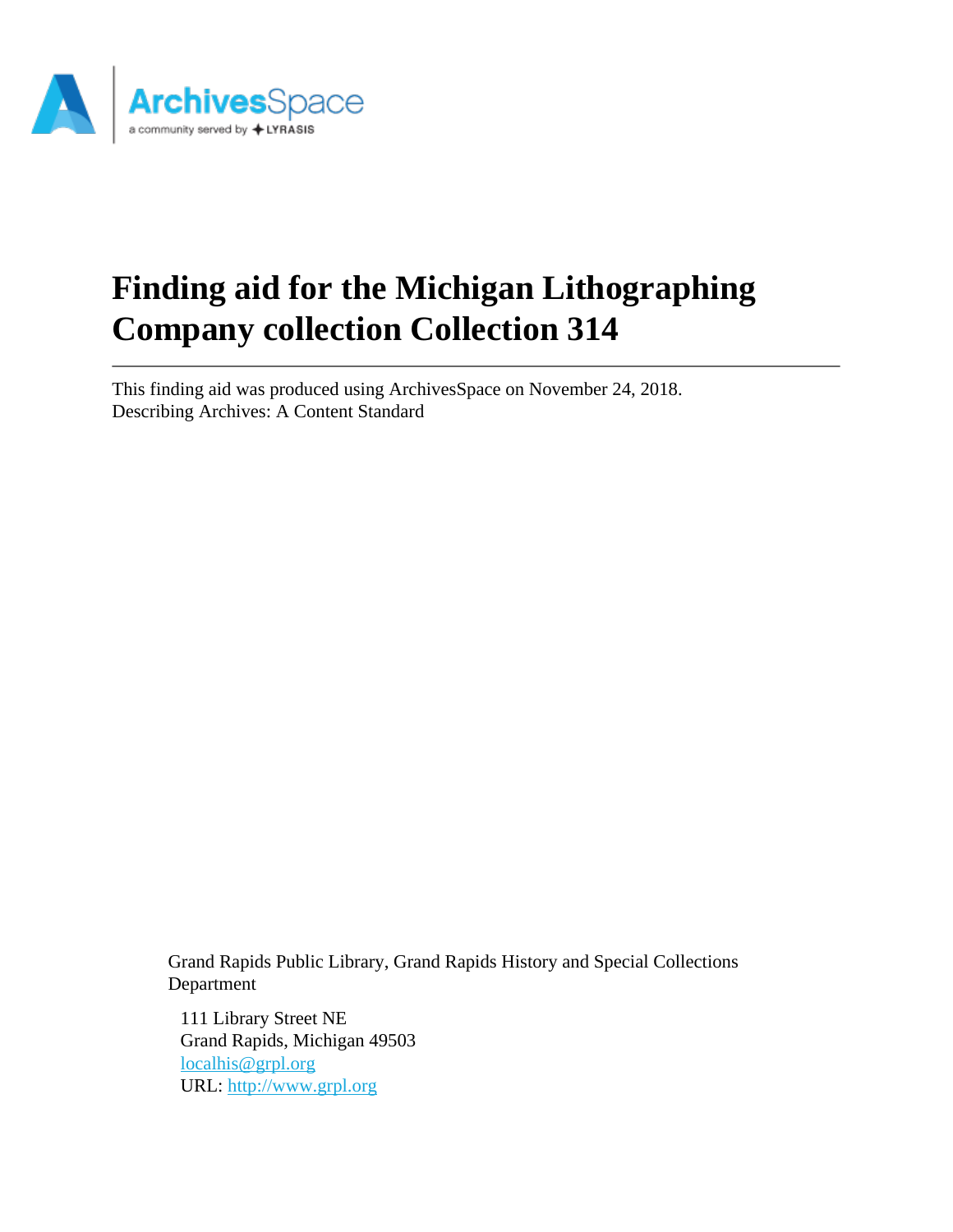ArchivesSpace
a community served by LYRASIS

# Finding aid for the Michigan Lithographing Company collection Collection 314

This finding aid was produced using ArchivesSpace on November 24, 2018.
Describing Archives: A Content Standard

Grand Rapids Public Library, Grand Rapids History and Special Collections Department

111 Library Street NE
Grand Rapids, Michigan 49503
localhis@grpl.org
URL: http://www.grpl.org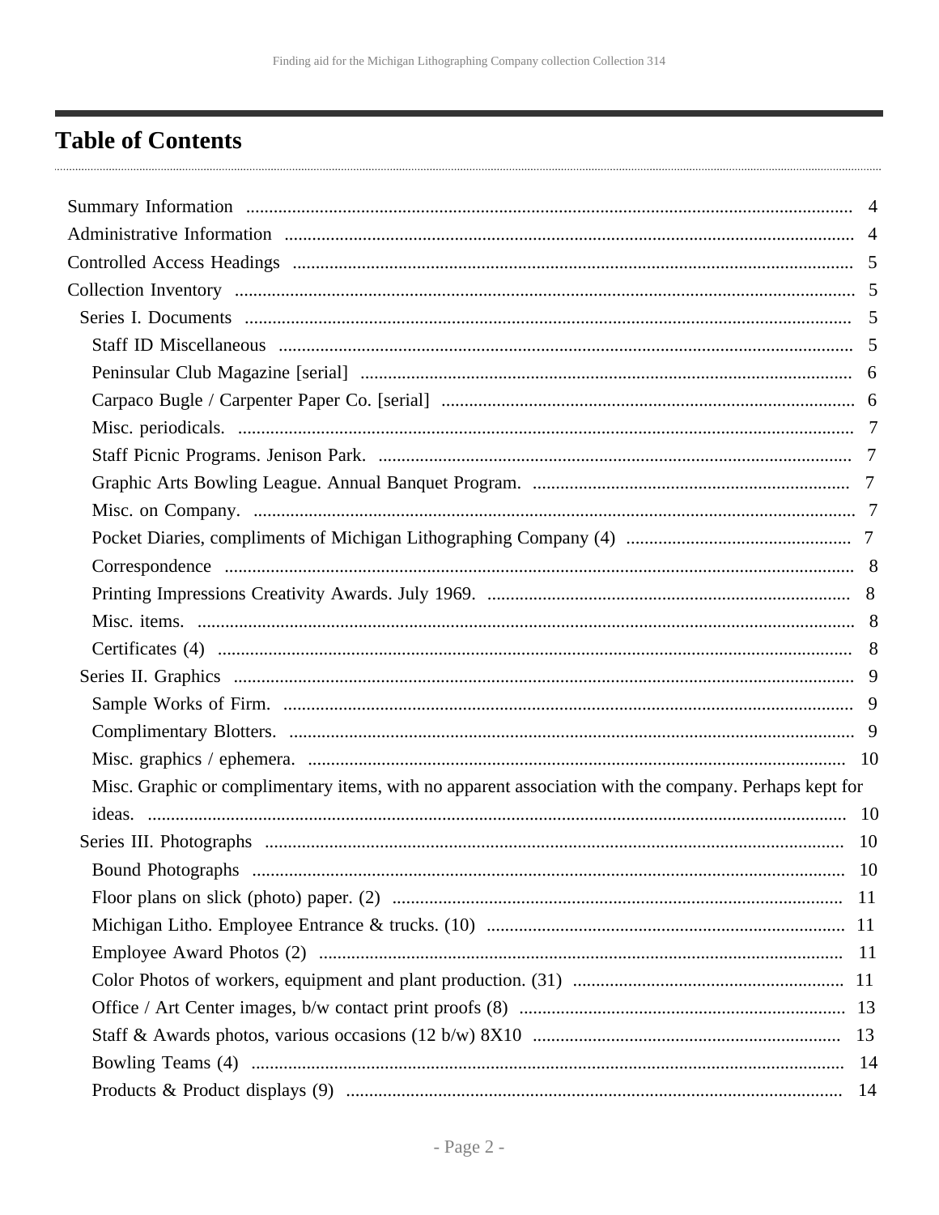# Table of Contents

- Summary Information ... 4
- Administrative Information ... 4
- Controlled Access Headings ... 5
- Collection Inventory ... 5
  - Series I. Documents ... 5
    - Staff ID Miscellaneous ... 5
    - Peninsular Club Magazine [serial] ... 6
    - Carpaco Bugle / Carpenter Paper Co. [serial] ... 6
    - Misc. periodicals. ... 7
    - Staff Picnic Programs. Jenison Park. ... 7
    - Graphic Arts Bowling League. Annual Banquet Program. ... 7
    - Misc. on Company. ... 7
    - Pocket Diaries, compliments of Michigan Lithographing Company (4) ... 7
    - Correspondence ... 8
    - Printing Impressions Creativity Awards. July 1969. ... 8
    - Misc. items. ... 8
    - Certificates (4) ... 8
  - Series II. Graphics ... 9
    - Sample Works of Firm. ... 9
    - Complimentary Blotters. ... 9
    - Misc. graphics / ephemera. ... 10
    - Misc. Graphic or complimentary items, with no apparent association with the company. Perhaps kept for ideas. ... 10
  - Series III. Photographs ... 10
    - Bound Photographs ... 10
    - Floor plans on slick (photo) paper. (2) ... 11
    - Michigan Litho. Employee Entrance & trucks. (10) ... 11
    - Employee Award Photos (2) ... 11
    - Color Photos of workers, equipment and plant production. (31) ... 11
    - Office / Art Center images, b/w contact print proofs (8) ... 13
    - Staff & Awards photos, various occasions (12 b/w) 8X10 ... 13
    - Bowling Teams (4) ... 14
    - Products & Product displays (9) ... 14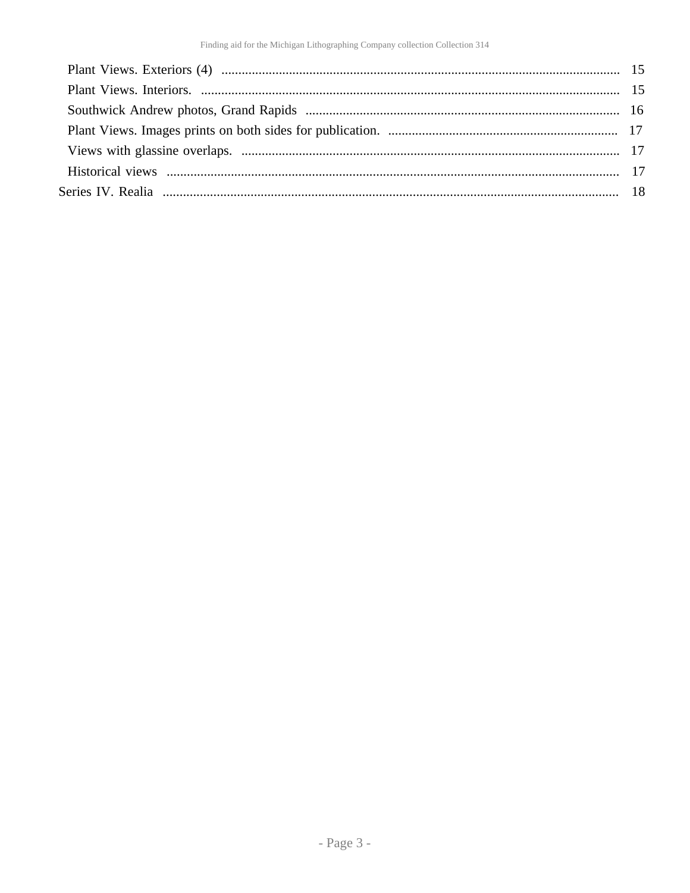- Plant Views. Exteriors (4) ..................................................................................................................... 15
- Plant Views. Interiors. ............................................................................................................................ 15
- Southwick Andrew photos, Grand Rapids ............................................................................................. 16
- Plant Views. Images prints on both sides for publication. .................................................................... 17
- Views with glassine overlaps. ................................................................................................................. 17
- Historical views ......................................................................................................................................... 17

Series IV. Realia ........................................................................................................................................ 18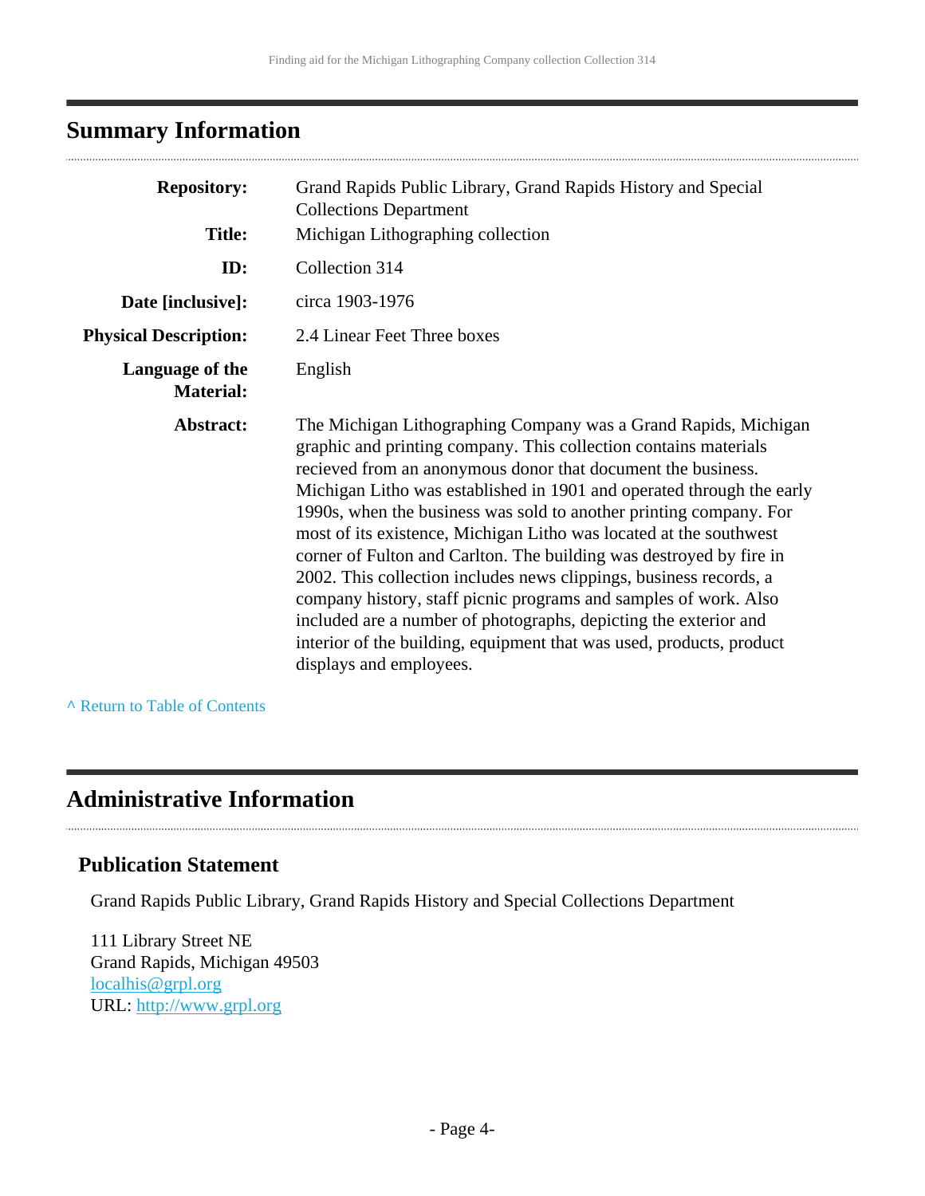## Summary Information

| | |
|---|---|
| **Repository:** | Grand Rapids Public Library, Grand Rapids History and Special Collections Department |
| **Title:** | Michigan Lithographing collection |
| **ID:** | Collection 314 |
| **Date [inclusive]:** | circa 1903-1976 |
| **Physical Description:** | 2.4 Linear Feet Three boxes |
| **Language of the Material:** | English |
| **Abstract:** | The Michigan Lithographing Company was a Grand Rapids, Michigan graphic and printing company. This collection contains materials recieved from an anonymous donor that document the business. Michigan Litho was established in 1901 and operated through the early 1990s, when the business was sold to another printing company. For most of its existence, Michigan Litho was located at the southwest corner of Fulton and Carlton. The building was destroyed by fire in 2002. This collection includes news clippings, business records, a company history, staff picnic programs and samples of work. Also included are a number of photographs, depicting the exterior and interior of the building, equipment that was used, products, product displays and employees. |

^ Return to Table of Contents

## Administrative Information

### Publication Statement

Grand Rapids Public Library, Grand Rapids History and Special Collections Department

111 Library Street NE
Grand Rapids, Michigan 49503
localhis@grpl.org
URL: http://www.grpl.org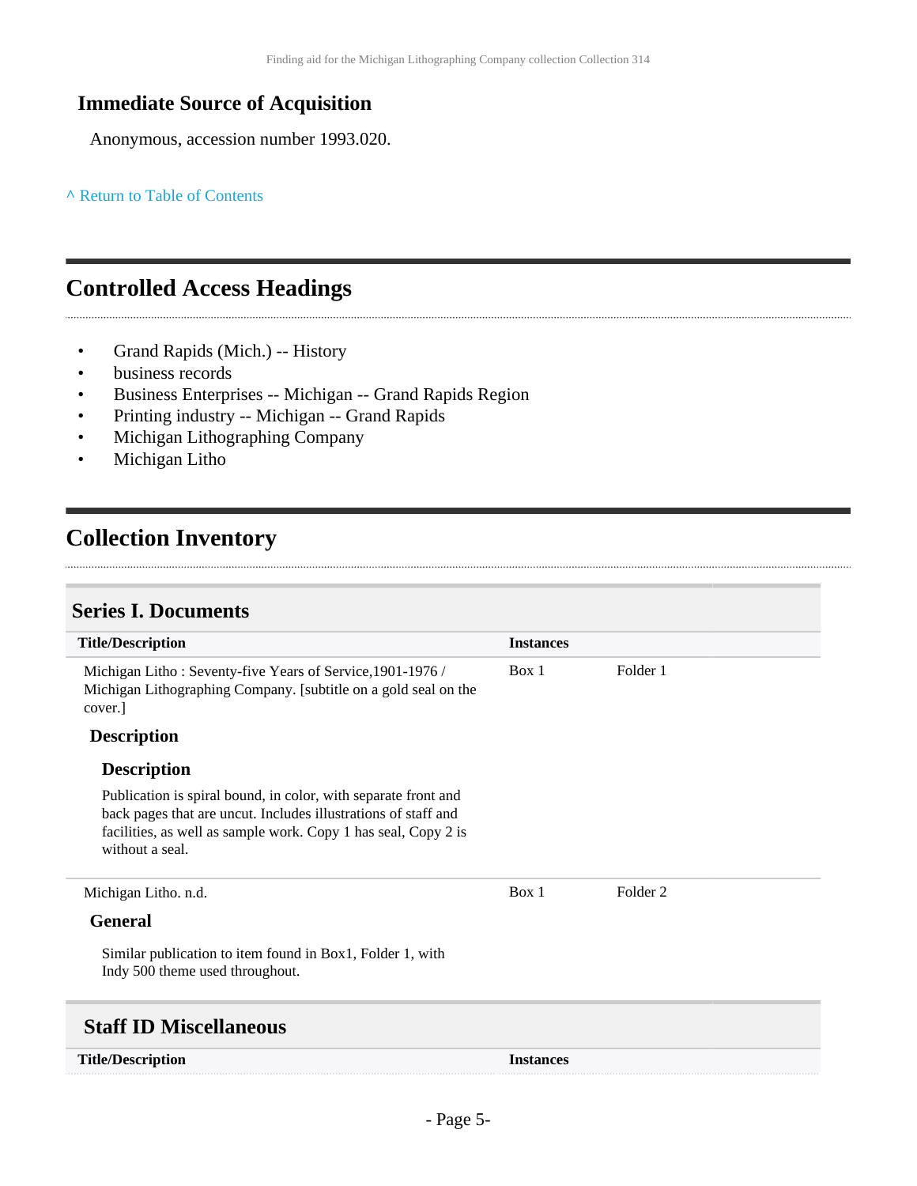### Immediate Source of Acquisition

Anonymous, accession number 1993.020.

^ Return to Table of Contents

## Controlled Access Headings

- Grand Rapids (Mich.) -- History
- business records
- Business Enterprises -- Michigan -- Grand Rapids Region
- Printing industry -- Michigan -- Grand Rapids
- Michigan Lithographing Company
- Michigan Litho

## Collection Inventory

### Series I. Documents

| Title/Description | Instances | |
|---|---|---|
| Michigan Litho : Seventy-five Years of Service,1901-1976 / Michigan Lithographing Company. [subtitle on a gold seal on the cover.] | Box 1 | Folder 1 |

#### Description

##### Description

Publication is spiral bound, in color, with separate front and back pages that are uncut. Includes illustrations of staff and facilities, as well as sample work. Copy 1 has seal, Copy 2 is without a seal.

| Title/Description | Instances | |
|---|---|---|
| Michigan Litho. n.d. | Box 1 | Folder 2 |

#### General

Similar publication to item found in Box1, Folder 1, with Indy 500 theme used throughout.

### Staff ID Miscellaneous

| Title/Description | Instances |
|---|---|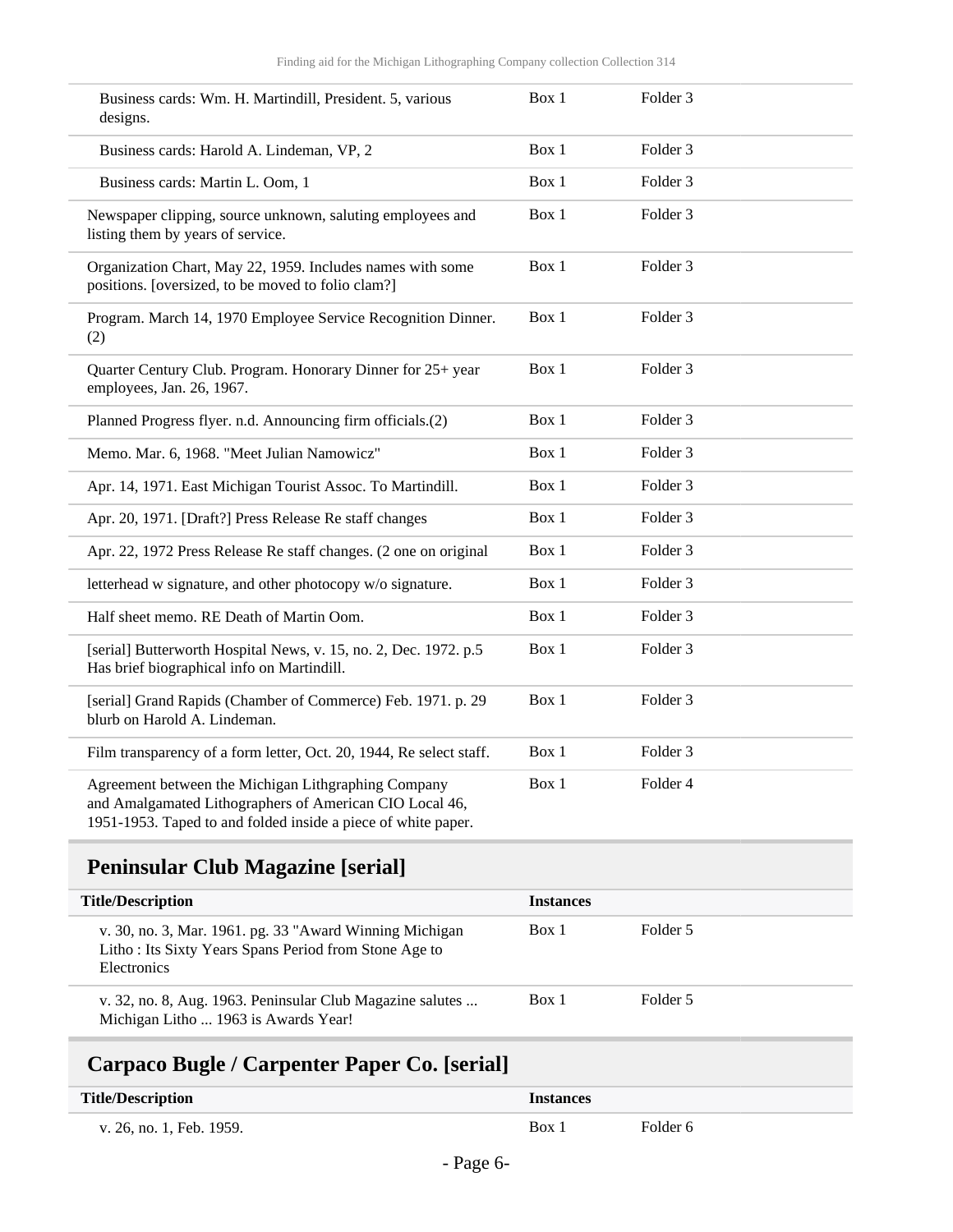| Title/Description | Instances | |
|---|---|---|
| Business cards: Wm. H. Martindill, President. 5, various designs. | Box 1 | Folder 3 |
| Business cards: Harold A. Lindeman, VP, 2 | Box 1 | Folder 3 |
| Business cards: Martin L. Oom, 1 | Box 1 | Folder 3 |
| Newspaper clipping, source unknown, saluting employees and listing them by years of service. | Box 1 | Folder 3 |
| Organization Chart, May 22, 1959. Includes names with some positions. [oversized, to be moved to folio clam?] | Box 1 | Folder 3 |
| Program. March 14, 1970 Employee Service Recognition Dinner. (2) | Box 1 | Folder 3 |
| Quarter Century Club. Program. Honorary Dinner for 25+ year employees, Jan. 26, 1967. | Box 1 | Folder 3 |
| Planned Progress flyer. n.d. Announcing firm officials.(2) | Box 1 | Folder 3 |
| Memo. Mar. 6, 1968. "Meet Julian Namowicz" | Box 1 | Folder 3 |
| Apr. 14, 1971. East Michigan Tourist Assoc. To Martindill. | Box 1 | Folder 3 |
| Apr. 20, 1971. [Draft?] Press Release Re staff changes | Box 1 | Folder 3 |
| Apr. 22, 1972 Press Release Re staff changes. (2 one on original | Box 1 | Folder 3 |
| letterhead w signature, and other photocopy w/o signature. | Box 1 | Folder 3 |
| Half sheet memo. RE Death of Martin Oom. | Box 1 | Folder 3 |
| [serial] Butterworth Hospital News, v. 15, no. 2, Dec. 1972. p.5 Has brief biographical info on Martindill. | Box 1 | Folder 3 |
| [serial] Grand Rapids (Chamber of Commerce) Feb. 1971. p. 29 blurb on Harold A. Lindeman. | Box 1 | Folder 3 |
| Film transparency of a form letter, Oct. 20, 1944, Re select staff. | Box 1 | Folder 3 |
| Agreement between the Michigan Lithgraphing Company and Amalgamated Lithographers of American CIO Local 46, 1951-1953. Taped to and folded inside a piece of white paper. | Box 1 | Folder 4 |

## Peninsular Club Magazine [serial]

| Title/Description | Instances | |
|---|---|---|
| v. 30, no. 3, Mar. 1961. pg. 33 "Award Winning Michigan Litho : Its Sixty Years Spans Period from Stone Age to Electronics | Box 1 | Folder 5 |
| v. 32, no. 8, Aug. 1963. Peninsular Club Magazine salutes ... Michigan Litho ... 1963 is Awards Year! | Box 1 | Folder 5 |

## Carpaco Bugle / Carpenter Paper Co. [serial]

| Title/Description | Instances | |
|---|---|---|
| v. 26, no. 1, Feb. 1959. | Box 1 | Folder 6 |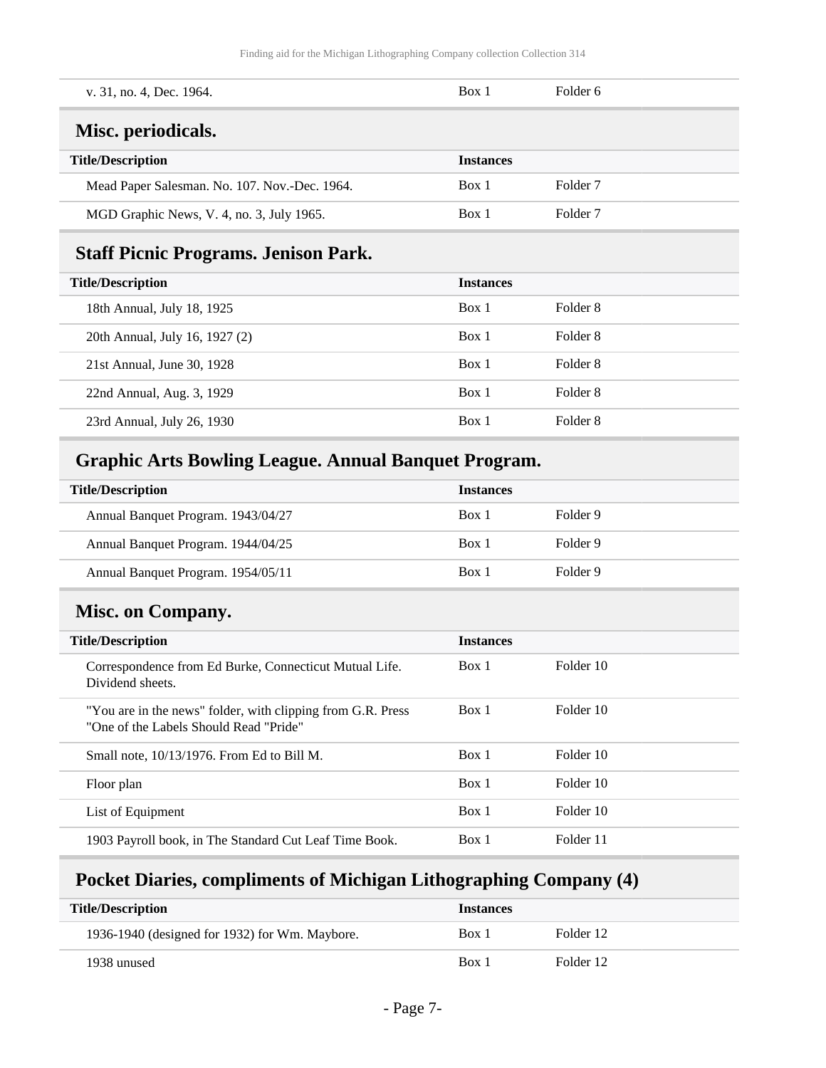| | | |
|---|---|---|
| v. 31, no. 4, Dec. 1964. | Box 1 | Folder 6 |

## Misc. periodicals.

| Title/Description | Instances | |
|---|---|---|
| Mead Paper Salesman. No. 107. Nov.-Dec. 1964. | Box 1 | Folder 7 |
| MGD Graphic News, V. 4, no. 3, July 1965. | Box 1 | Folder 7 |

## Staff Picnic Programs. Jenison Park.

| Title/Description | Instances | |
|---|---|---|
| 18th Annual, July 18, 1925 | Box 1 | Folder 8 |
| 20th Annual, July 16, 1927 (2) | Box 1 | Folder 8 |
| 21st Annual, June 30, 1928 | Box 1 | Folder 8 |
| 22nd Annual, Aug. 3, 1929 | Box 1 | Folder 8 |
| 23rd Annual, July 26, 1930 | Box 1 | Folder 8 |

## Graphic Arts Bowling League. Annual Banquet Program.

| Title/Description | Instances | |
|---|---|---|
| Annual Banquet Program. 1943/04/27 | Box 1 | Folder 9 |
| Annual Banquet Program. 1944/04/25 | Box 1 | Folder 9 |
| Annual Banquet Program. 1954/05/11 | Box 1 | Folder 9 |

## Misc. on Company.

| Title/Description | Instances | |
|---|---|---|
| Correspondence from Ed Burke, Connecticut Mutual Life. Dividend sheets. | Box 1 | Folder 10 |
| "You are in the news" folder, with clipping from G.R. Press "One of the Labels Should Read "Pride" | Box 1 | Folder 10 |
| Small note, 10/13/1976. From Ed to Bill M. | Box 1 | Folder 10 |
| Floor plan | Box 1 | Folder 10 |
| List of Equipment | Box 1 | Folder 10 |
| 1903 Payroll book, in The Standard Cut Leaf Time Book. | Box 1 | Folder 11 |

## Pocket Diaries, compliments of Michigan Lithographing Company (4)

| Title/Description | Instances | |
|---|---|---|
| 1936-1940 (designed for 1932) for Wm. Maybore. | Box 1 | Folder 12 |
| 1938 unused | Box 1 | Folder 12 |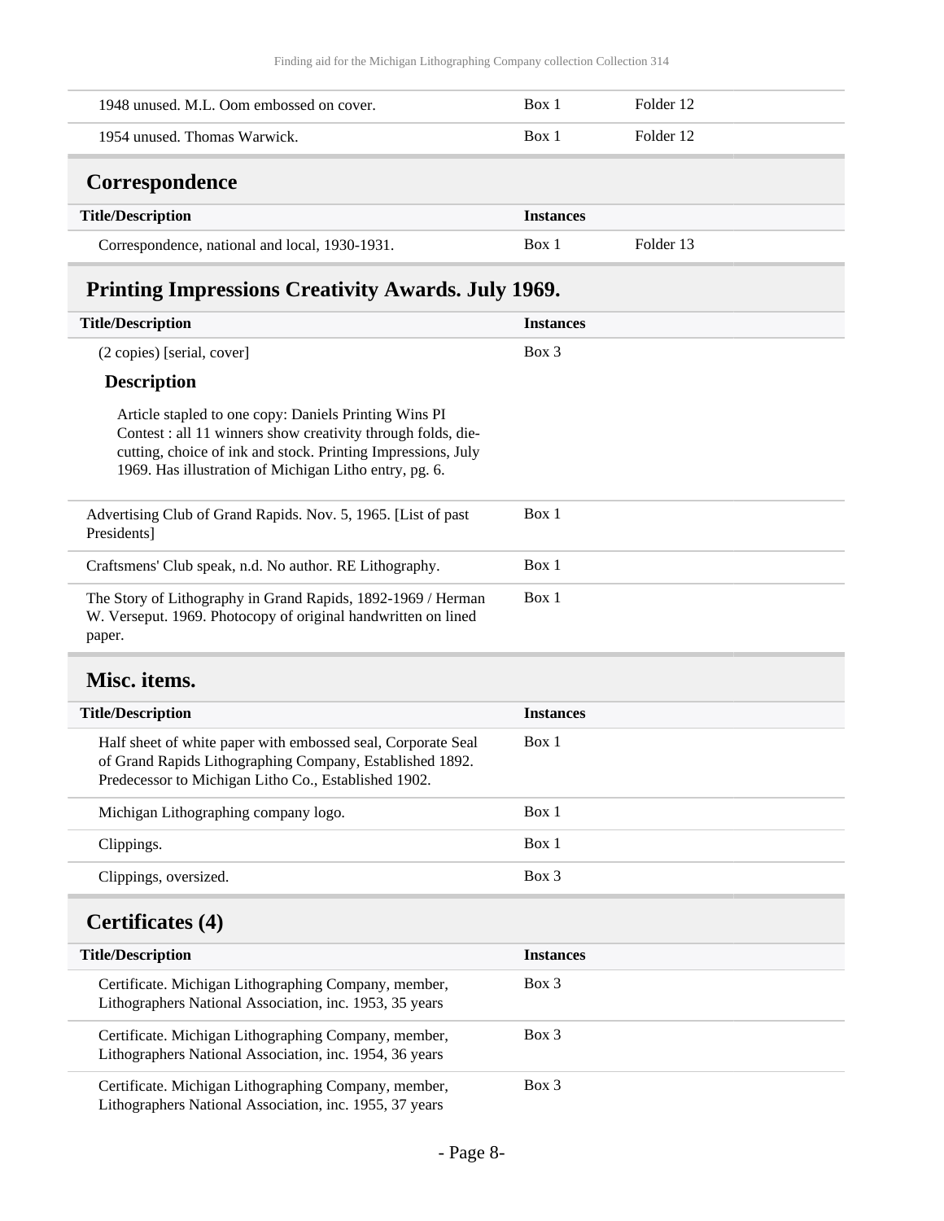| | | |
|---|---|---|
| 1948 unused. M.L. Oom embossed on cover. | Box 1 | Folder 12 |
| 1954 unused. Thomas Warwick. | Box 1 | Folder 12 |

## Correspondence

| Title/Description | Instances | |
|---|---|---|
| Correspondence, national and local, 1930-1931. | Box 1 | Folder 13 |

## Printing Impressions Creativity Awards. July 1969.

| Title/Description | Instances |
|---|---|
| (2 copies) [serial, cover] | Box 3 |

### Description

Article stapled to one copy: Daniels Printing Wins PI Contest : all 11 winners show creativity through folds, die-cutting, choice of ink and stock. Printing Impressions, July 1969. Has illustration of Michigan Litho entry, pg. 6.

| | |
|---|---|
| Advertising Club of Grand Rapids. Nov. 5, 1965. [List of past Presidents] | Box 1 |
| Craftsmens' Club speak, n.d. No author. RE Lithography. | Box 1 |
| The Story of Lithography in Grand Rapids, 1892-1969 / Herman W. Verseput. 1969. Photocopy of original handwritten on lined paper. | Box 1 |

## Misc. items.

| Title/Description | Instances |
|---|---|
| Half sheet of white paper with embossed seal, Corporate Seal of Grand Rapids Lithographing Company, Established 1892. Predecessor to Michigan Litho Co., Established 1902. | Box 1 |
| Michigan Lithographing company logo. | Box 1 |
| Clippings. | Box 1 |
| Clippings, oversized. | Box 3 |

## Certificates (4)

| Title/Description | Instances |
|---|---|
| Certificate. Michigan Lithographing Company, member, Lithographers National Association, inc. 1953, 35 years | Box 3 |
| Certificate. Michigan Lithographing Company, member, Lithographers National Association, inc. 1954, 36 years | Box 3 |
| Certificate. Michigan Lithographing Company, member, Lithographers National Association, inc. 1955, 37 years | Box 3 |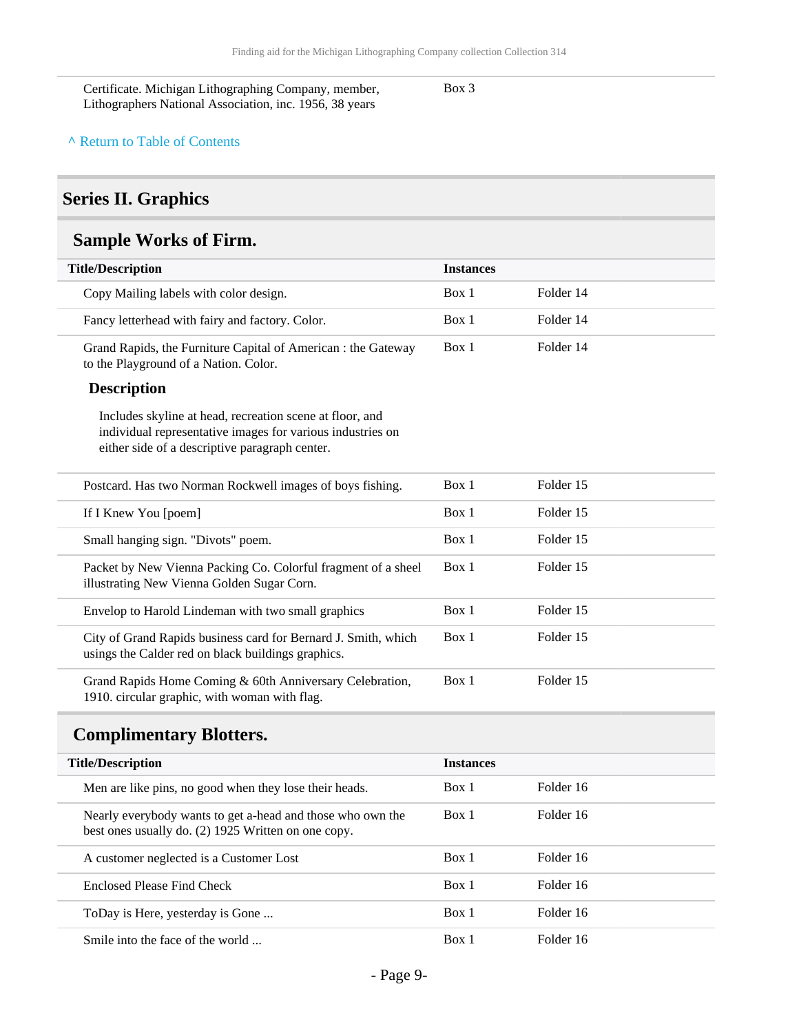| | | |
|---|---|---|
| Certificate. Michigan Lithographing Company, member, Lithographers National Association, inc. 1956, 38 years | Box 3 | |

^ Return to Table of Contents

## Series II. Graphics

### Sample Works of Firm.

| Title/Description | Instances | |
|---|---|---|
| Copy Mailing labels with color design. | Box 1 | Folder 14 |
| Fancy letterhead with fairy and factory. Color. | Box 1 | Folder 14 |
| Grand Rapids, the Furniture Capital of American : the Gateway to the Playground of a Nation. Color.<br><br>**Description**<br><br>Includes skyline at head, recreation scene at floor, and individual representative images for various industries on either side of a descriptive paragraph center. | Box 1 | Folder 14 |
| Postcard. Has two Norman Rockwell images of boys fishing. | Box 1 | Folder 15 |
| If I Knew You [poem] | Box 1 | Folder 15 |
| Small hanging sign. "Divots" poem. | Box 1 | Folder 15 |
| Packet by New Vienna Packing Co. Colorful fragment of a sheel illustrating New Vienna Golden Sugar Corn. | Box 1 | Folder 15 |
| Envelop to Harold Lindeman with two small graphics | Box 1 | Folder 15 |
| City of Grand Rapids business card for Bernard J. Smith, which usings the Calder red on black buildings graphics. | Box 1 | Folder 15 |
| Grand Rapids Home Coming & 60th Anniversary Celebration, 1910. circular graphic, with woman with flag. | Box 1 | Folder 15 |

### Complimentary Blotters.

| Title/Description | Instances | |
|---|---|---|
| Men are like pins, no good when they lose their heads. | Box 1 | Folder 16 |
| Nearly everybody wants to get a-head and those who own the best ones usually do. (2) 1925 Written on one copy. | Box 1 | Folder 16 |
| A customer neglected is a Customer Lost | Box 1 | Folder 16 |
| Enclosed Please Find Check | Box 1 | Folder 16 |
| ToDay is Here, yesterday is Gone ... | Box 1 | Folder 16 |
| Smile into the face of the world ... | Box 1 | Folder 16 |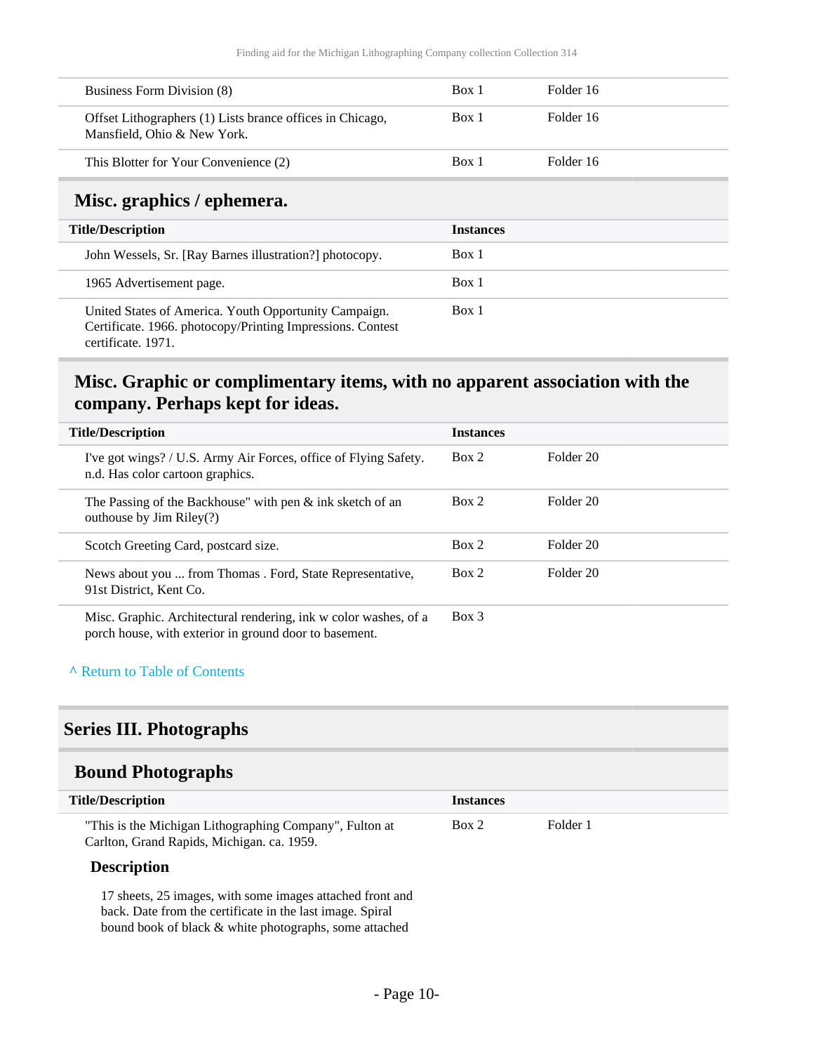| | | |
|---|---|---|
| Business Form Division (8) | Box 1 | Folder 16 |
| Offset Lithographers (1) Lists brance offices in Chicago, Mansfield, Ohio & New York. | Box 1 | Folder 16 |
| This Blotter for Your Convenience (2) | Box 1 | Folder 16 |

### Misc. graphics / ephemera.

| Title/Description | Instances |
|---|---|
| John Wessels, Sr. [Ray Barnes illustration?] photocopy. | Box 1 |
| 1965 Advertisement page. | Box 1 |
| United States of America. Youth Opportunity Campaign. Certificate. 1966. photocopy/Printing Impressions. Contest certificate. 1971. | Box 1 |

### Misc. Graphic or complimentary items, with no apparent association with the company. Perhaps kept for ideas.

| Title/Description | Instances | |
|---|---|---|
| I've got wings? / U.S. Army Air Forces, office of Flying Safety. n.d. Has color cartoon graphics. | Box 2 | Folder 20 |
| The Passing of the Backhouse" with pen & ink sketch of an outhouse by Jim Riley(?) | Box 2 | Folder 20 |
| Scotch Greeting Card, postcard size. | Box 2 | Folder 20 |
| News about you ... from Thomas . Ford, State Representative, 91st District, Kent Co. | Box 2 | Folder 20 |
| Misc. Graphic. Architectural rendering, ink w color washes, of a porch house, with exterior in ground door to basement. | Box 3 | |

^ Return to Table of Contents

## Series III. Photographs

### Bound Photographs

| Title/Description | Instances | |
|---|---|---|
| "This is the Michigan Lithographing Company", Fulton at Carlton, Grand Rapids, Michigan. ca. 1959. | Box 2 | Folder 1 |

#### Description

17 sheets, 25 images, with some images attached front and back. Date from the certificate in the last image. Spiral bound book of black & white photographs, some attached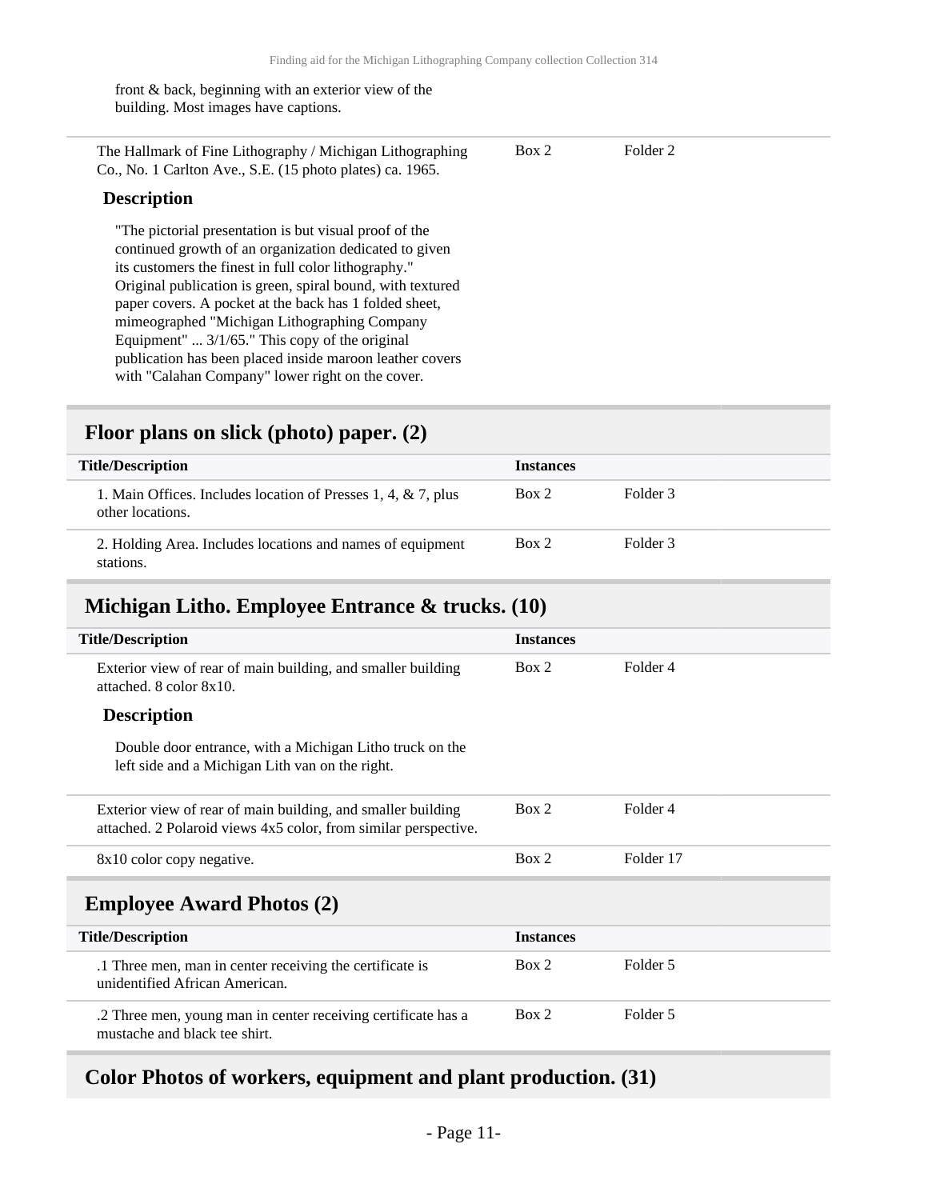front & back, beginning with an exterior view of the building. Most images have captions.

| Title/Description | Instances | |
|---|---|---|
| The Hallmark of Fine Lithography / Michigan Lithographing Co., No. 1 Carlton Ave., S.E. (15 photo plates) ca. 1965. | Box 2 | Folder 2 |

**Description**

"The pictorial presentation is but visual proof of the continued growth of an organization dedicated to given its customers the finest in full color lithography." Original publication is green, spiral bound, with textured paper covers. A pocket at the back has 1 folded sheet, mimeographed "Michigan Lithographing Company Equipment" ... 3/1/65." This copy of the original publication has been placed inside maroon leather covers with "Calahan Company" lower right on the cover.

## Floor plans on slick (photo) paper. (2)

| Title/Description | Instances | |
|---|---|---|
| 1. Main Offices. Includes location of Presses 1, 4, & 7, plus other locations. | Box 2 | Folder 3 |
| 2. Holding Area. Includes locations and names of equipment stations. | Box 2 | Folder 3 |

## Michigan Litho. Employee Entrance & trucks. (10)

| Title/Description | Instances | |
|---|---|---|
| Exterior view of rear of main building, and smaller building attached. 8 color 8x10. | Box 2 | Folder 4 |

**Description**

Double door entrance, with a Michigan Litho truck on the left side and a Michigan Lith van on the right.

| Title/Description | Instances | |
|---|---|---|
| Exterior view of rear of main building, and smaller building attached. 2 Polaroid views 4x5 color, from similar perspective. | Box 2 | Folder 4 |
| 8x10 color copy negative. | Box 2 | Folder 17 |

## Employee Award Photos (2)

| Title/Description | Instances | |
|---|---|---|
| .1 Three men, man in center receiving the certificate is unidentified African American. | Box 2 | Folder 5 |
| .2 Three men, young man in center receiving certificate has a mustache and black tee shirt. | Box 2 | Folder 5 |

## Color Photos of workers, equipment and plant production. (31)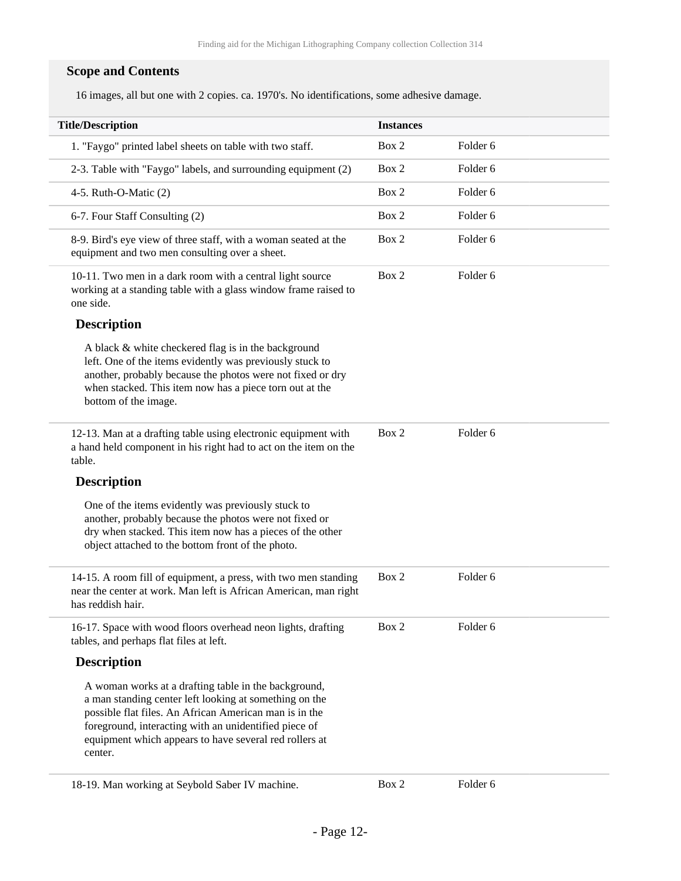### Scope and Contents

16 images, all but one with 2 copies. ca. 1970's. No identifications, some adhesive damage.

| Title/Description | Instances | |
|---|---|---|
| 1. "Faygo" printed label sheets on table with two staff. | Box 2 | Folder 6 |
| 2-3. Table with "Faygo" labels, and surrounding equipment (2) | Box 2 | Folder 6 |
| 4-5. Ruth-O-Matic (2) | Box 2 | Folder 6 |
| 6-7. Four Staff Consulting (2) | Box 2 | Folder 6 |
| 8-9. Bird's eye view of three staff, with a woman seated at the equipment and two men consulting over a sheet. | Box 2 | Folder 6 |
| 10-11. Two men in a dark room with a central light source working at a standing table with a glass window frame raised to one side. **Description** A black & white checkered flag is in the background left. One of the items evidently was previously stuck to another, probably because the photos were not fixed or dry when stacked. This item now has a piece torn out at the bottom of the image. | Box 2 | Folder 6 |
| 12-13. Man at a drafting table using electronic equipment with a hand held component in his right had to act on the item on the table. **Description** One of the items evidently was previously stuck to another, probably because the photos were not fixed or dry when stacked. This item now has a pieces of the other object attached to the bottom front of the photo. | Box 2 | Folder 6 |
| 14-15. A room fill of equipment, a press, with two men standing near the center at work. Man left is African American, man right has reddish hair. | Box 2 | Folder 6 |
| 16-17. Space with wood floors overhead neon lights, drafting tables, and perhaps flat files at left. **Description** A woman works at a drafting table in the background, a man standing center left looking at something on the possible flat files. An African American man is in the foreground, interacting with an unidentified piece of equipment which appears to have several red rollers at center. | Box 2 | Folder 6 |
| 18-19. Man working at Seybold Saber IV machine. | Box 2 | Folder 6 |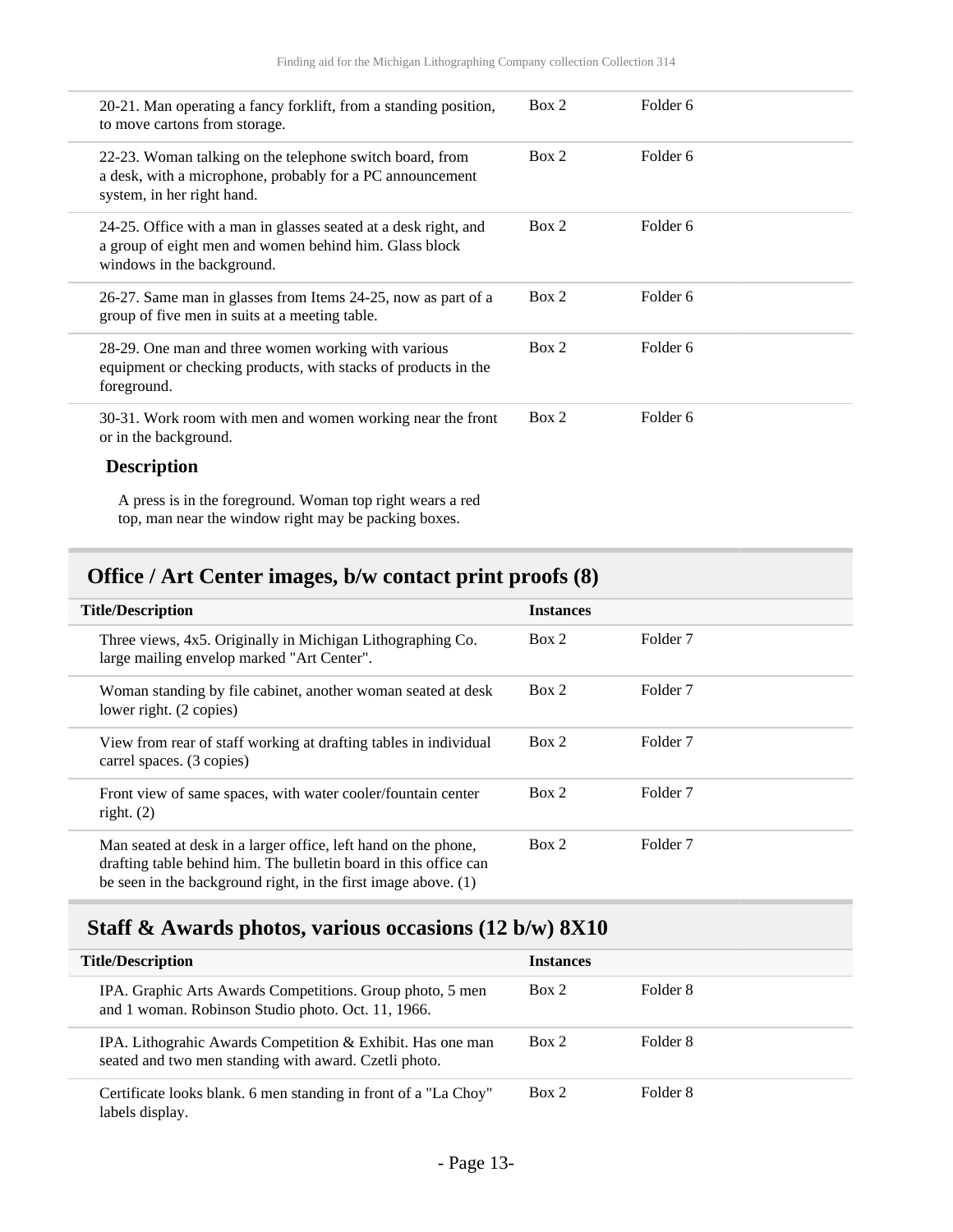| Title/Description | Instances | |
|---|---|---|
| 20-21. Man operating a fancy forklift, from a standing position, to move cartons from storage. | Box 2 | Folder 6 |
| 22-23. Woman talking on the telephone switch board, from a desk, with a microphone, probably for a PC announcement system, in her right hand. | Box 2 | Folder 6 |
| 24-25. Office with a man in glasses seated at a desk right, and a group of eight men and women behind him. Glass block windows in the background. | Box 2 | Folder 6 |
| 26-27. Same man in glasses from Items 24-25, now as part of a group of five men in suits at a meeting table. | Box 2 | Folder 6 |
| 28-29. One man and three women working with various equipment or checking products, with stacks of products in the foreground. | Box 2 | Folder 6 |
| 30-31. Work room with men and women working near the front or in the background. | Box 2 | Folder 6 |

**Description**

A press is in the foreground. Woman top right wears a red top, man near the window right may be packing boxes.

## Office / Art Center images, b/w contact print proofs (8)

| Title/Description | Instances | |
|---|---|---|
| Three views, 4x5. Originally in Michigan Lithographing Co. large mailing envelop marked "Art Center". | Box 2 | Folder 7 |
| Woman standing by file cabinet, another woman seated at desk lower right. (2 copies) | Box 2 | Folder 7 |
| View from rear of staff working at drafting tables in individual carrel spaces. (3 copies) | Box 2 | Folder 7 |
| Front view of same spaces, with water cooler/fountain center right. (2) | Box 2 | Folder 7 |
| Man seated at desk in a larger office, left hand on the phone, drafting table behind him. The bulletin board in this office can be seen in the background right, in the first image above. (1) | Box 2 | Folder 7 |

## Staff & Awards photos, various occasions (12 b/w) 8X10

| Title/Description | Instances | |
|---|---|---|
| IPA. Graphic Arts Awards Competitions. Group photo, 5 men and 1 woman. Robinson Studio photo. Oct. 11, 1966. | Box 2 | Folder 8 |
| IPA. Lithograhic Awards Competition & Exhibit. Has one man seated and two men standing with award. Czetli photo. | Box 2 | Folder 8 |
| Certificate looks blank. 6 men standing in front of a "La Choy" labels display. | Box 2 | Folder 8 |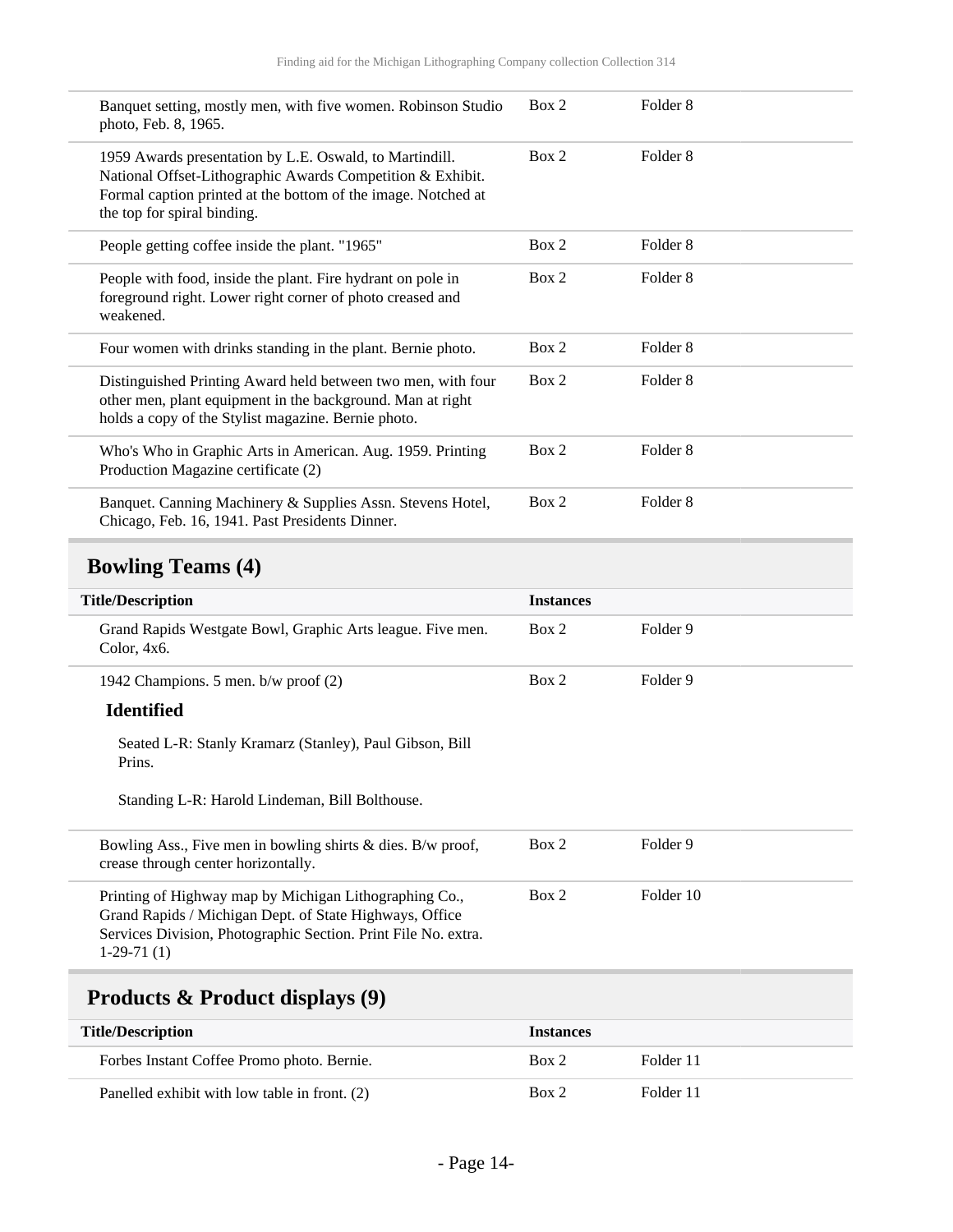| Title/Description | Instances | |
|---|---|---|
| Banquet setting, mostly men, with five women. Robinson Studio photo, Feb. 8, 1965. | Box 2 | Folder 8 |
| 1959 Awards presentation by L.E. Oswald, to Martindill. National Offset-Lithographic Awards Competition & Exhibit. Formal caption printed at the bottom of the image. Notched at the top for spiral binding. | Box 2 | Folder 8 |
| People getting coffee inside the plant. "1965" | Box 2 | Folder 8 |
| People with food, inside the plant. Fire hydrant on pole in foreground right. Lower right corner of photo creased and weakened. | Box 2 | Folder 8 |
| Four women with drinks standing in the plant. Bernie photo. | Box 2 | Folder 8 |
| Distinguished Printing Award held between two men, with four other men, plant equipment in the background. Man at right holds a copy of the Stylist magazine. Bernie photo. | Box 2 | Folder 8 |
| Who's Who in Graphic Arts in American. Aug. 1959. Printing Production Magazine certificate (2) | Box 2 | Folder 8 |
| Banquet. Canning Machinery & Supplies Assn. Stevens Hotel, Chicago, Feb. 16, 1941. Past Presidents Dinner. | Box 2 | Folder 8 |

## Bowling Teams (4)

| Title/Description | Instances | |
|---|---|---|
| Grand Rapids Westgate Bowl, Graphic Arts league. Five men. Color, 4x6. | Box 2 | Folder 9 |
| 1942 Champions. 5 men. b/w proof (2) | Box 2 | Folder 9 |

**Identified**

Seated L-R: Stanly Kramarz (Stanley), Paul Gibson, Bill Prins.

Standing L-R: Harold Lindeman, Bill Bolthouse.

| Title/Description | Instances | |
|---|---|---|
| Bowling Ass., Five men in bowling shirts & dies. B/w proof, crease through center horizontally. | Box 2 | Folder 9 |
| Printing of Highway map by Michigan Lithographing Co., Grand Rapids / Michigan Dept. of State Highways, Office Services Division, Photographic Section. Print File No. extra. 1-29-71 (1) | Box 2 | Folder 10 |

## Products & Product displays (9)

| Title/Description | Instances | |
|---|---|---|
| Forbes Instant Coffee Promo photo. Bernie. | Box 2 | Folder 11 |
| Panelled exhibit with low table in front. (2) | Box 2 | Folder 11 |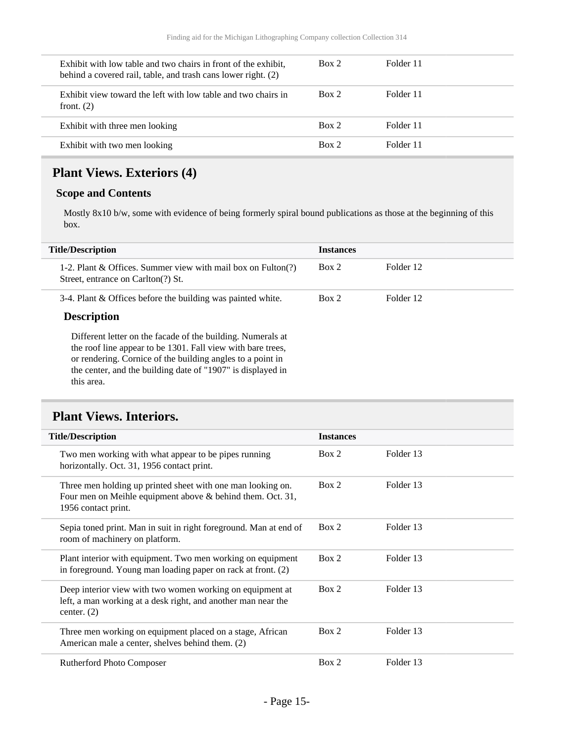| | | |
|---|---|---|
| Exhibit with low table and two chairs in front of the exhibit, behind a covered rail, table, and trash cans lower right. (2) | Box 2 | Folder 11 |
| Exhibit view toward the left with low table and two chairs in front. (2) | Box 2 | Folder 11 |
| Exhibit with three men looking | Box 2 | Folder 11 |
| Exhibit with two men looking | Box 2 | Folder 11 |

## Plant Views. Exteriors (4)

### Scope and Contents

Mostly 8x10 b/w, some with evidence of being formerly spiral bound publications as those at the beginning of this box.

| Title/Description | Instances | |
|---|---|---|
| 1-2. Plant & Offices. Summer view with mail box on Fulton(?) Street, entrance on Carlton(?) St. | Box 2 | Folder 12 |
| 3-4. Plant & Offices before the building was painted white. | Box 2 | Folder 12 |

### Description

Different letter on the facade of the building. Numerals at the roof line appear to be 1301. Fall view with bare trees, or rendering. Cornice of the building angles to a point in the center, and the building date of "1907" is displayed in this area.

## Plant Views. Interiors.

| Title/Description | Instances | |
|---|---|---|
| Two men working with what appear to be pipes running horizontally. Oct. 31, 1956 contact print. | Box 2 | Folder 13 |
| Three men holding up printed sheet with one man looking on. Four men on Meihle equipment above & behind them. Oct. 31, 1956 contact print. | Box 2 | Folder 13 |
| Sepia toned print. Man in suit in right foreground. Man at end of room of machinery on platform. | Box 2 | Folder 13 |
| Plant interior with equipment. Two men working on equipment in foreground. Young man loading paper on rack at front. (2) | Box 2 | Folder 13 |
| Deep interior view with two women working on equipment at left, a man working at a desk right, and another man near the center. (2) | Box 2 | Folder 13 |
| Three men working on equipment placed on a stage, African American male a center, shelves behind them. (2) | Box 2 | Folder 13 |
| Rutherford Photo Composer | Box 2 | Folder 13 |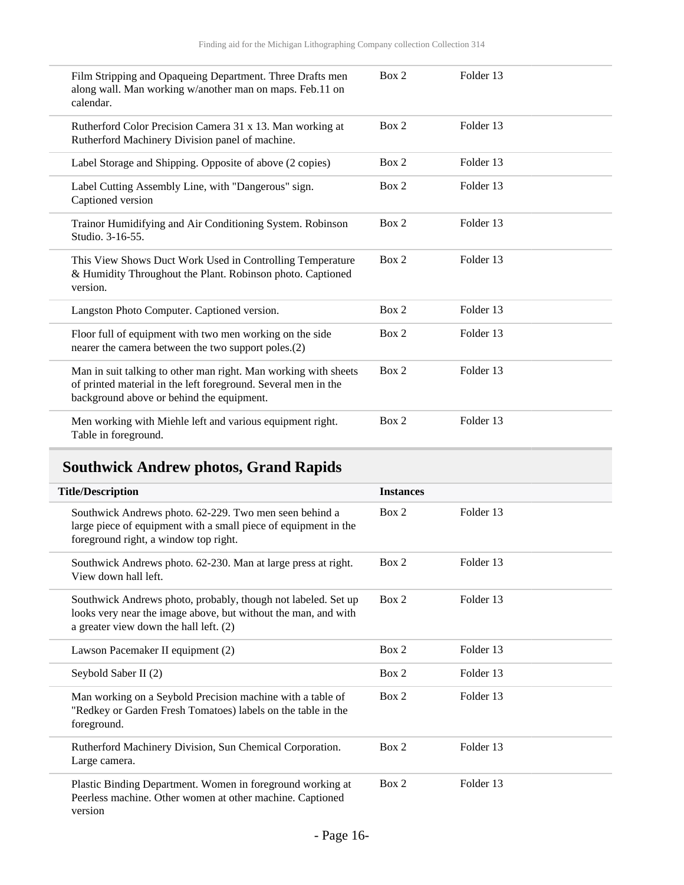| | | |
|---|---|---|
| Film Stripping and Opaqueing Department. Three Drafts men along wall. Man working w/another man on maps. Feb.11 on calendar. | Box 2 | Folder 13 |
| Rutherford Color Precision Camera 31 x 13. Man working at Rutherford Machinery Division panel of machine. | Box 2 | Folder 13 |
| Label Storage and Shipping. Opposite of above (2 copies) | Box 2 | Folder 13 |
| Label Cutting Assembly Line, with "Dangerous" sign. Captioned version | Box 2 | Folder 13 |
| Trainor Humidifying and Air Conditioning System. Robinson Studio. 3-16-55. | Box 2 | Folder 13 |
| This View Shows Duct Work Used in Controlling Temperature & Humidity Throughout the Plant. Robinson photo. Captioned version. | Box 2 | Folder 13 |
| Langston Photo Computer. Captioned version. | Box 2 | Folder 13 |
| Floor full of equipment with two men working on the side nearer the camera between the two support poles.(2) | Box 2 | Folder 13 |
| Man in suit talking to other man right. Man working with sheets of printed material in the left foreground. Several men in the background above or behind the equipment. | Box 2 | Folder 13 |
| Men working with Miehle left and various equipment right. Table in foreground. | Box 2 | Folder 13 |

## Southwick Andrew photos, Grand Rapids

| Title/Description | Instances | |
|---|---|---|
| Southwick Andrews photo. 62-229. Two men seen behind a large piece of equipment with a small piece of equipment in the foreground right, a window top right. | Box 2 | Folder 13 |
| Southwick Andrews photo. 62-230. Man at large press at right. View down hall left. | Box 2 | Folder 13 |
| Southwick Andrews photo, probably, though not labeled. Set up looks very near the image above, but without the man, and with a greater view down the hall left. (2) | Box 2 | Folder 13 |
| Lawson Pacemaker II equipment (2) | Box 2 | Folder 13 |
| Seybold Saber II (2) | Box 2 | Folder 13 |
| Man working on a Seybold Precision machine with a table of "Redkey or Garden Fresh Tomatoes) labels on the table in the foreground. | Box 2 | Folder 13 |
| Rutherford Machinery Division, Sun Chemical Corporation. Large camera. | Box 2 | Folder 13 |
| Plastic Binding Department. Women in foreground working at Peerless machine. Other women at other machine. Captioned version | Box 2 | Folder 13 |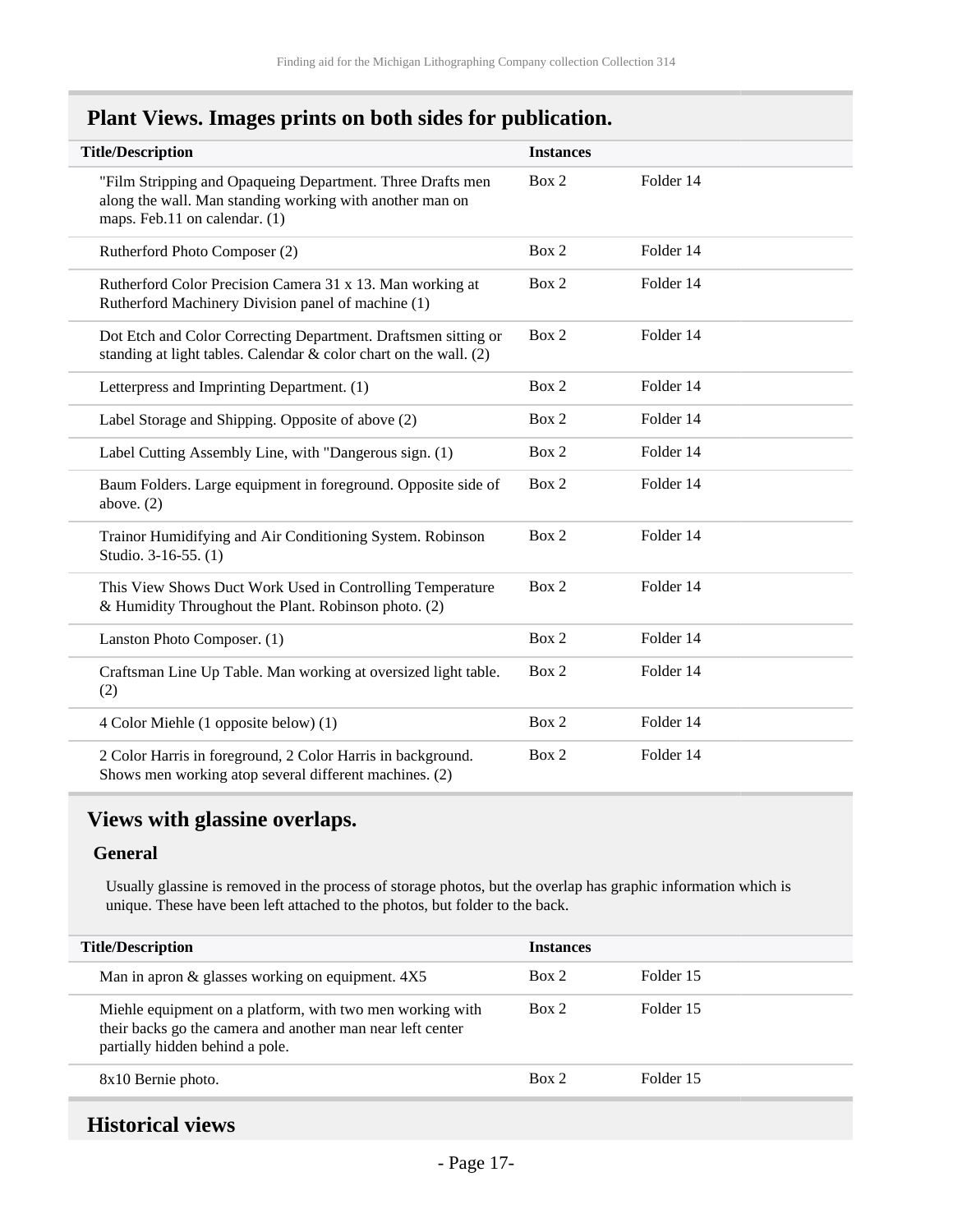## Plant Views. Images prints on both sides for publication.

| Title/Description | Instances | |
|---|---|---|
| "Film Stripping and Opaqueing Department. Three Drafts men along the wall. Man standing working with another man on maps. Feb.11 on calendar. (1) | Box 2 | Folder 14 |
| Rutherford Photo Composer (2) | Box 2 | Folder 14 |
| Rutherford Color Precision Camera 31 x 13. Man working at Rutherford Machinery Division panel of machine (1) | Box 2 | Folder 14 |
| Dot Etch and Color Correcting Department. Draftsmen sitting or standing at light tables. Calendar & color chart on the wall. (2) | Box 2 | Folder 14 |
| Letterpress and Imprinting Department. (1) | Box 2 | Folder 14 |
| Label Storage and Shipping. Opposite of above (2) | Box 2 | Folder 14 |
| Label Cutting Assembly Line, with "Dangerous sign. (1) | Box 2 | Folder 14 |
| Baum Folders. Large equipment in foreground. Opposite side of above. (2) | Box 2 | Folder 14 |
| Trainor Humidifying and Air Conditioning System. Robinson Studio. 3-16-55. (1) | Box 2 | Folder 14 |
| This View Shows Duct Work Used in Controlling Temperature & Humidity Throughout the Plant. Robinson photo. (2) | Box 2 | Folder 14 |
| Lanston Photo Composer. (1) | Box 2 | Folder 14 |
| Craftsman Line Up Table. Man working at oversized light table. (2) | Box 2 | Folder 14 |
| 4 Color Miehle (1 opposite below) (1) | Box 2 | Folder 14 |
| 2 Color Harris in foreground, 2 Color Harris in background. Shows men working atop several different machines. (2) | Box 2 | Folder 14 |

## Views with glassine overlaps.

### General

Usually glassine is removed in the process of storage photos, but the overlap has graphic information which is unique. These have been left attached to the photos, but folder to the back.

| Title/Description | Instances | |
|---|---|---|
| Man in apron & glasses working on equipment. 4X5 | Box 2 | Folder 15 |
| Miehle equipment on a platform, with two men working with their backs go the camera and another man near left center partially hidden behind a pole. | Box 2 | Folder 15 |
| 8x10 Bernie photo. | Box 2 | Folder 15 |

## Historical views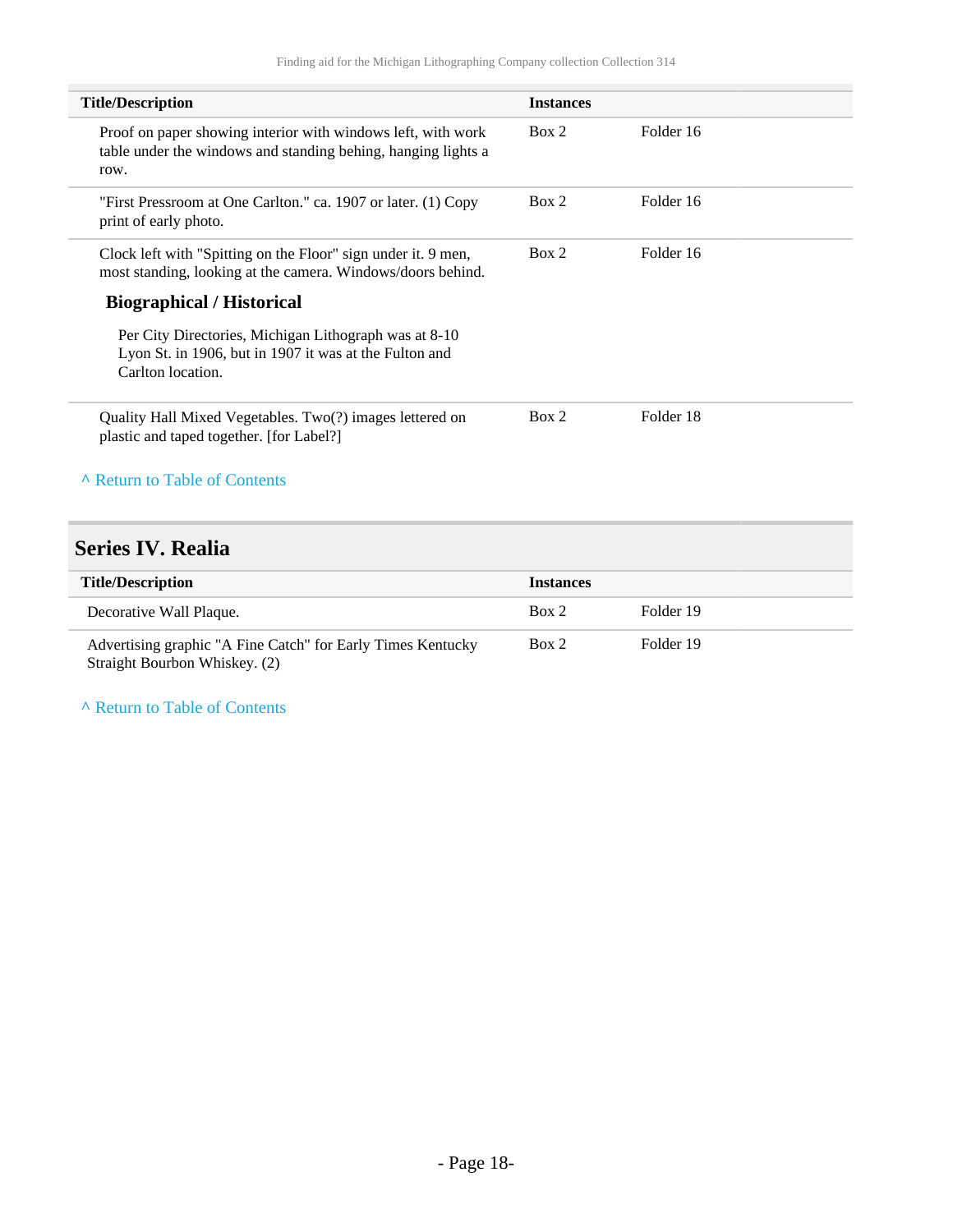| Title/Description | Instances | |
|---|---|---|
| Proof on paper showing interior with windows left, with work table under the windows and standing behing, hanging lights a row. | Box 2 | Folder 16 |
| "First Pressroom at One Carlton." ca. 1907 or later. (1) Copy print of early photo. | Box 2 | Folder 16 |
| Clock left with "Spitting on the Floor" sign under it. 9 men, most standing, looking at the camera. Windows/doors behind. **Biographical / Historical** Per City Directories, Michigan Lithograph was at 8-10 Lyon St. in 1906, but in 1907 it was at the Fulton and Carlton location. | Box 2 | Folder 16 |
| Quality Hall Mixed Vegetables. Two(?) images lettered on plastic and taped together. [for Label?] | Box 2 | Folder 18 |

^ Return to Table of Contents

## Series IV. Realia

| Title/Description | Instances | |
|---|---|---|
| Decorative Wall Plaque. | Box 2 | Folder 19 |
| Advertising graphic "A Fine Catch" for Early Times Kentucky Straight Bourbon Whiskey. (2) | Box 2 | Folder 19 |

^ Return to Table of Contents